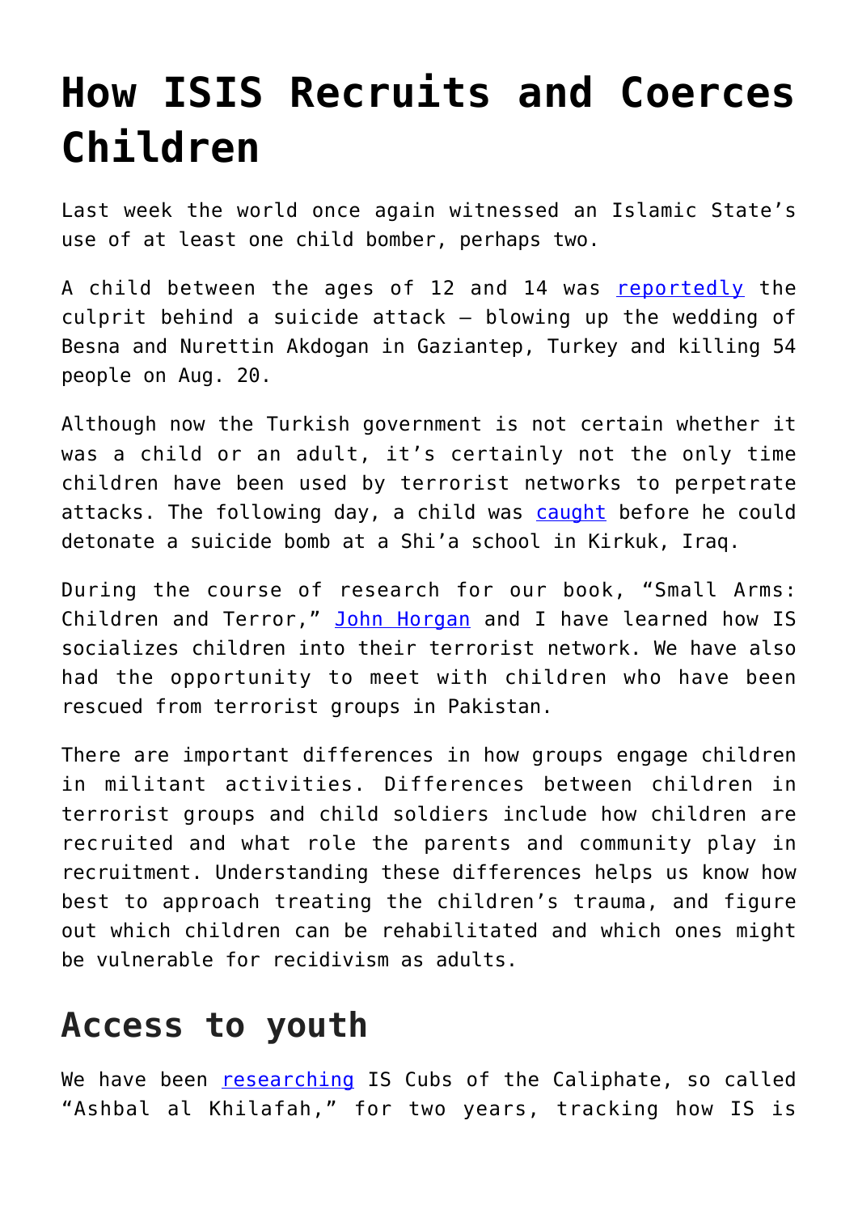# How ISIS Recruits and Coerces Children

Last week the world once again witnessed an Islamic State's use of at least one child bomber, perhaps two.

A child between the ages of 12 and 14 was reportedly the culprit behind a suicide attack – blowing up the wedding of Besna and Nurettin Akdogan in Gaziantep, Turkey and killing 54 people on Aug. 20.

Although now the Turkish government is not certain whether it was a child or an adult, it's certainly not the only time children have been used by terrorist networks to perpetrate attacks. The following day, a child was caught before he could detonate a suicide bomb at a Shi'a school in Kirkuk, Iraq.

During the course of research for our book, "Small Arms: Children and Terror," John Horgan and I have learned how IS socializes children into their terrorist network. We have also had the opportunity to meet with children who have been rescued from terrorist groups in Pakistan.

There are important differences in how groups engage children in militant activities. Differences between children in terrorist groups and child soldiers include how children are recruited and what role the parents and community play in recruitment. Understanding these differences helps us know how best to approach treating the children's trauma, and figure out which children can be rehabilitated and which ones might be vulnerable for recidivism as adults.

## Access to youth

We have been researching IS Cubs of the Caliphate, so called "Ashbal al Khilafah," for two years, tracking how IS is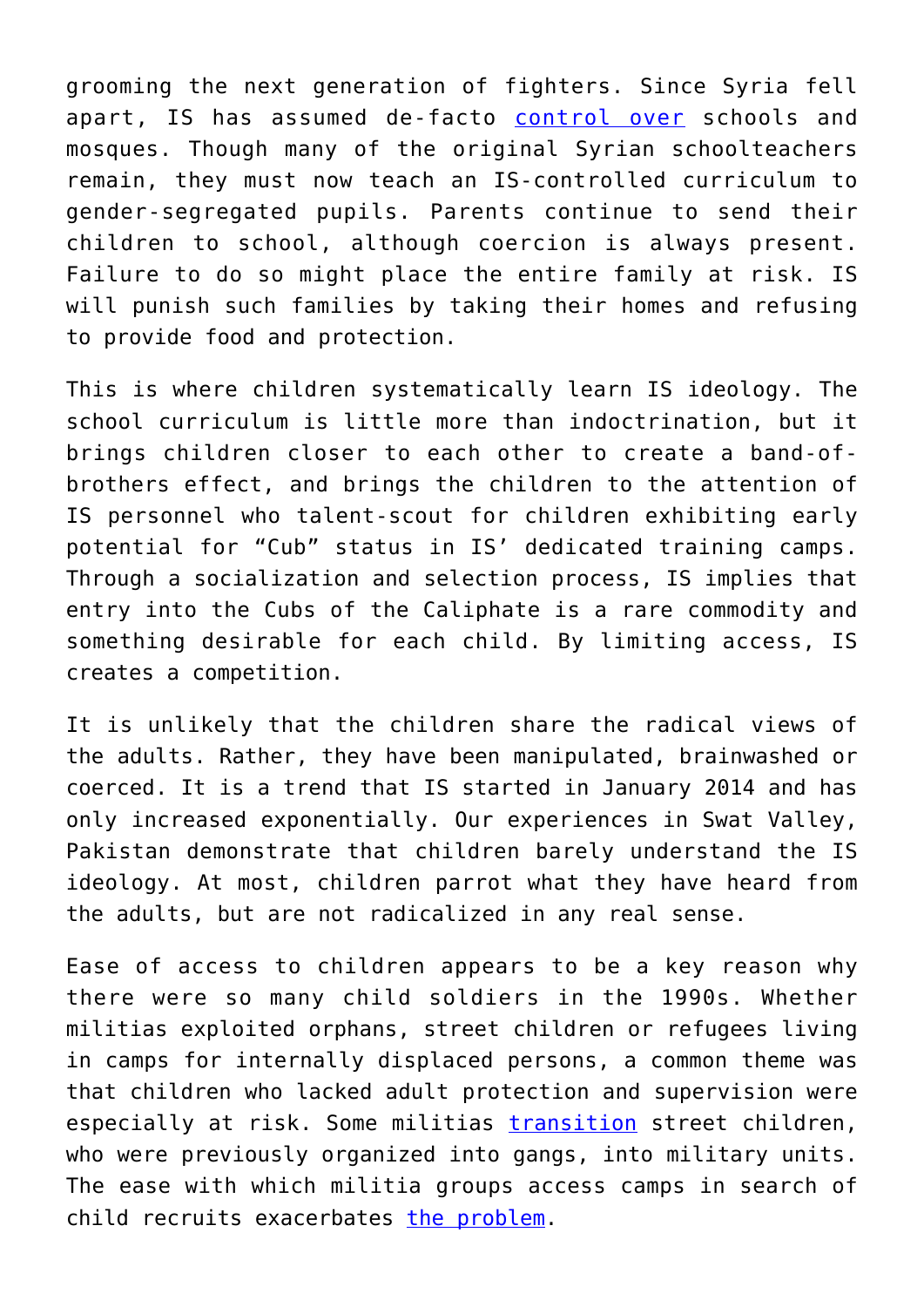grooming the next generation of fighters. Since Syria fell apart, IS has assumed de-facto control over schools and mosques. Though many of the original Syrian schoolteachers remain, they must now teach an IS-controlled curriculum to gender-segregated pupils. Parents continue to send their children to school, although coercion is always present. Failure to do so might place the entire family at risk. IS will punish such families by taking their homes and refusing to provide food and protection.

This is where children systematically learn IS ideology. The school curriculum is little more than indoctrination, but it brings children closer to each other to create a band-of-brothers effect, and brings the children to the attention of IS personnel who talent-scout for children exhibiting early potential for "Cub" status in IS' dedicated training camps. Through a socialization and selection process, IS implies that entry into the Cubs of the Caliphate is a rare commodity and something desirable for each child. By limiting access, IS creates a competition.

It is unlikely that the children share the radical views of the adults. Rather, they have been manipulated, brainwashed or coerced. It is a trend that IS started in January 2014 and has only increased exponentially. Our experiences in Swat Valley, Pakistan demonstrate that children barely understand the IS ideology. At most, children parrot what they have heard from the adults, but are not radicalized in any real sense.

Ease of access to children appears to be a key reason why there were so many child soldiers in the 1990s. Whether militias exploited orphans, street children or refugees living in camps for internally displaced persons, a common theme was that children who lacked adult protection and supervision were especially at risk. Some militias transition street children, who were previously organized into gangs, into military units. The ease with which militia groups access camps in search of child recruits exacerbates the problem.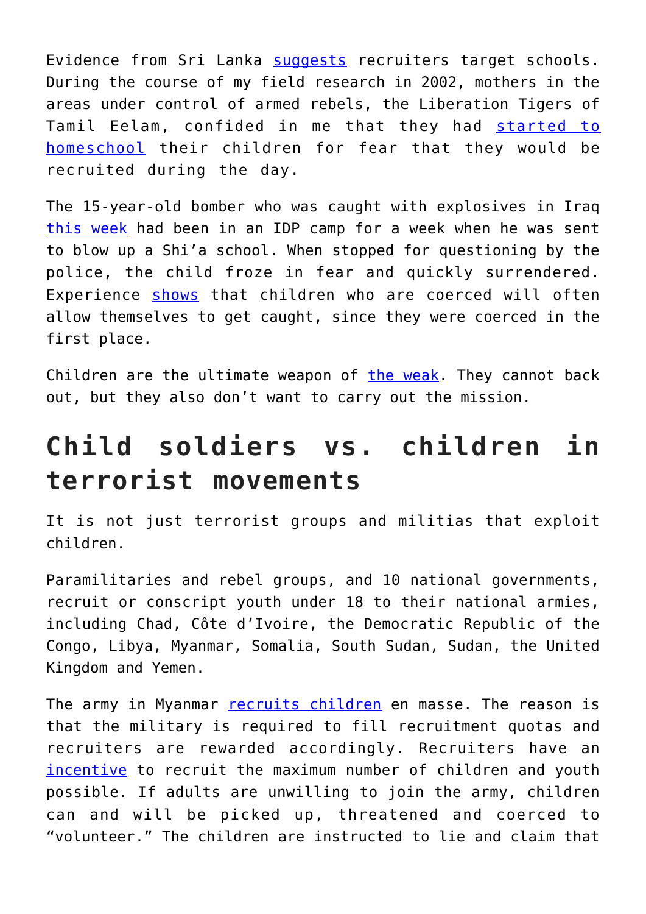Evidence from Sri Lanka suggests recruiters target schools. During the course of my field research in 2002, mothers in the areas under control of armed rebels, the Liberation Tigers of Tamil Eelam, confided in me that they had started to homeschool their children for fear that they would be recruited during the day.

The 15-year-old bomber who was caught with explosives in Iraq this week had been in an IDP camp for a week when he was sent to blow up a Shi'a school. When stopped for questioning by the police, the child froze in fear and quickly surrendered. Experience shows that children who are coerced will often allow themselves to get caught, since they were coerced in the first place.

Children are the ultimate weapon of the weak. They cannot back out, but they also don't want to carry out the mission.

## Child soldiers vs. children in terrorist movements

It is not just terrorist groups and militias that exploit children.

Paramilitaries and rebel groups, and 10 national governments, recruit or conscript youth under 18 to their national armies, including Chad, Côte d'Ivoire, the Democratic Republic of the Congo, Libya, Myanmar, Somalia, South Sudan, Sudan, the United Kingdom and Yemen.

The army in Myanmar recruits children en masse. The reason is that the military is required to fill recruitment quotas and recruiters are rewarded accordingly. Recruiters have an incentive to recruit the maximum number of children and youth possible. If adults are unwilling to join the army, children can and will be picked up, threatened and coerced to "volunteer." The children are instructed to lie and claim that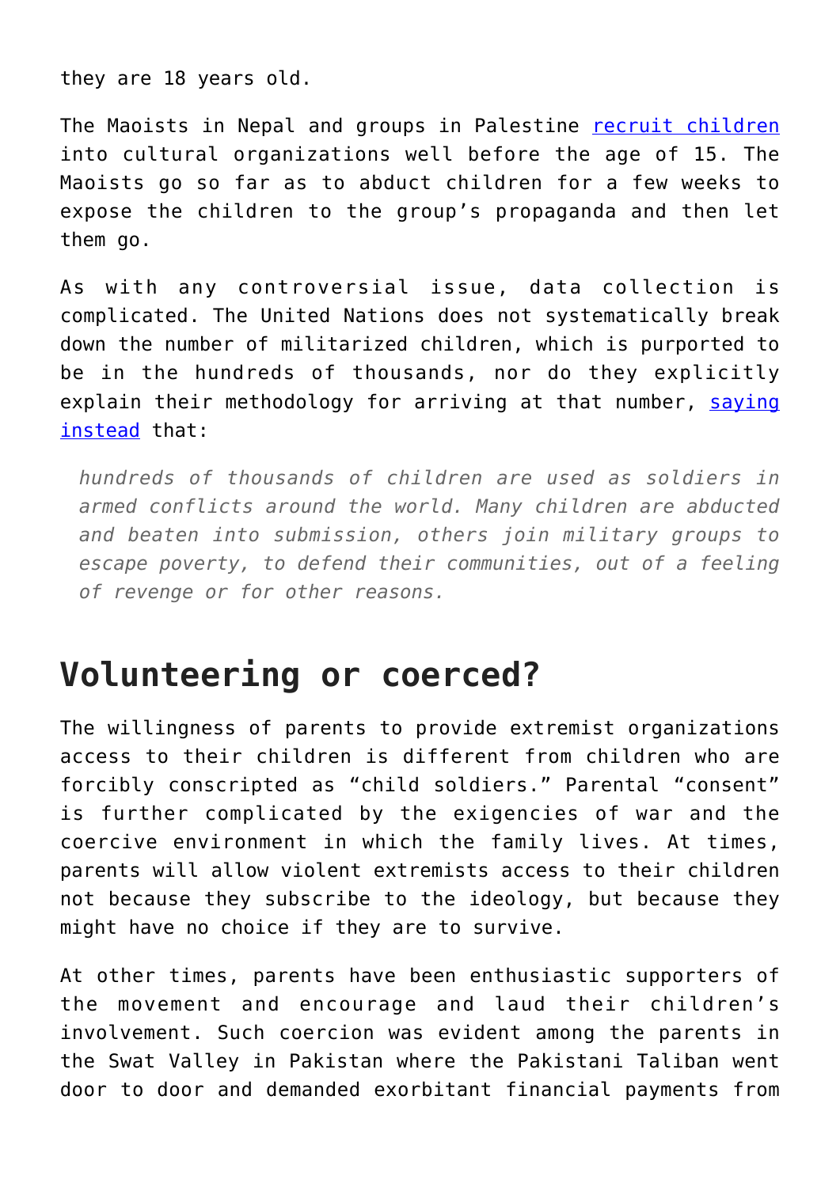they are 18 years old.

The Maoists in Nepal and groups in Palestine recruit children into cultural organizations well before the age of 15. The Maoists go so far as to abduct children for a few weeks to expose the children to the group's propaganda and then let them go.

As with any controversial issue, data collection is complicated. The United Nations does not systematically break down the number of militarized children, which is purported to be in the hundreds of thousands, nor do they explicitly explain their methodology for arriving at that number, saying instead that:

> *hundreds of thousands of children are used as soldiers in armed conflicts around the world. Many children are abducted and beaten into submission, others join military groups to escape poverty, to defend their communities, out of a feeling of revenge or for other reasons.*

## Volunteering or coerced?

The willingness of parents to provide extremist organizations access to their children is different from children who are forcibly conscripted as "child soldiers." Parental "consent" is further complicated by the exigencies of war and the coercive environment in which the family lives. At times, parents will allow violent extremists access to their children not because they subscribe to the ideology, but because they might have no choice if they are to survive.

At other times, parents have been enthusiastic supporters of the movement and encourage and laud their children's involvement. Such coercion was evident among the parents in the Swat Valley in Pakistan where the Pakistani Taliban went door to door and demanded exorbitant financial payments from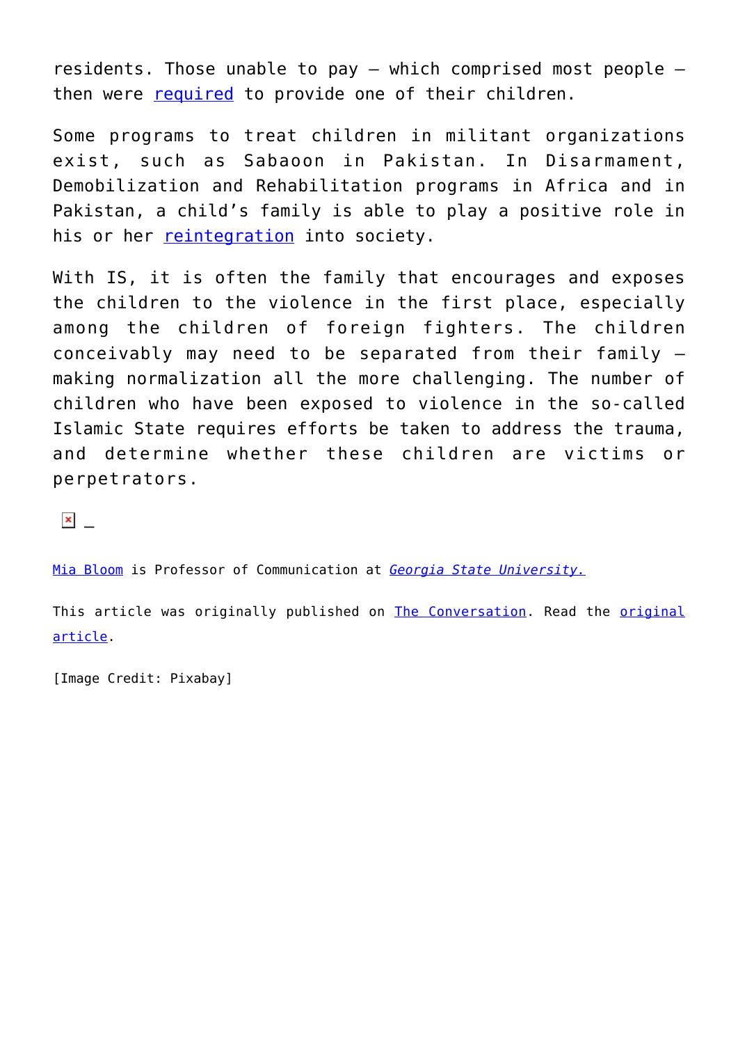residents. Those unable to pay – which comprised most people – then were required to provide one of their children.

Some programs to treat children in militant organizations exist, such as Sabaoon in Pakistan. In Disarmament, Demobilization and Rehabilitation programs in Africa and in Pakistan, a child's family is able to play a positive role in his or her reintegration into society.

With IS, it is often the family that encourages and exposes the children to the violence in the first place, especially among the children of foreign fighters. The children conceivably may need to be separated from their family – making normalization all the more challenging. The number of children who have been exposed to violence in the so-called Islamic State requires efforts be taken to address the trauma, and determine whether these children are victims or perpetrators.

Mia Bloom is Professor of Communication at *Georgia State University.*

This article was originally published on The Conversation. Read the original article.

[Image Credit: Pixabay]